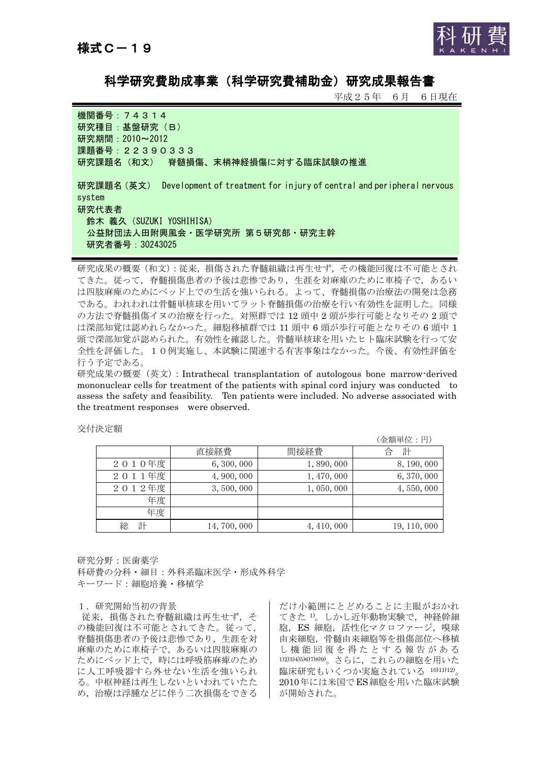様式Ｃ－１９

科研費 KAKENHI

# 科学研究費助成事業（科学研究費補助金）研究成果報告書

平成２５年　６月　６日現在

機関番号：７４３１４
研究種目：基盤研究（Ｂ）
研究期間：2010～2012
課題番号：２２３９０３３３
研究課題名（和文）　脊髄損傷、末梢神経損傷に対する臨床試験の推進

研究課題名（英文）　Development of treatment for injury of central and peripheral nervous system
研究代表者
　鈴木 義久（SUZUKI YOSHIHISA）
　公益財団法人田附興風会・医学研究所 第５研究部・研究主幹
　研究者番号：30243025

研究成果の概要（和文）：従来，損傷された脊髄組織は再生せず，その機能回復は不可能とされてきた。従って，脊髄損傷患者の予後は悲惨であり，生涯を対麻痺のために車椅子で，あるいは四肢麻痺のためにベッド上での生活を強いられる。よって、脊髄損傷の治療法の開発は急務である。われわれは骨髄単核球を用いてラット脊髄損傷の治療を行い有効性を証明した。同様の方法で脊髄損傷イヌの治療を行った。対照群では 12 頭中 2 頭が歩行可能となりその 2 頭では深部知覚は認めれらなかった。細胞移植群では 11 頭中 6 頭が歩行可能となりその 6 頭中 1 頭で深部知覚が認められた。有効性を確認した。骨髄単核球を用いたヒト臨床試験を行って安全性を評価した。１０例実施し、本試験に関連する有害事象はなかった。今後、有効性評価を行う予定である。
研究成果の概要（英文）：Intrathecal transplantation of autologous bone marrow-derived mononuclear cells for treatment of the patients with spinal cord injury was conducted to assess the safety and feasibility. Ten patients were included. No adverse associated with the treatment responses were observed.

交付決定額

（金額単位：円）

| | 直接経費 | 間接経費 | 合　計 |
|---|---|---|---|
| ２０１０年度 | 6,300,000 | 1,890,000 | 8,190,000 |
| ２０１１年度 | 4,900,000 | 1,470,000 | 6,370,000 |
| ２０１２年度 | 3,500,000 | 1,050,000 | 4,550,000 |
| 年度 | | | |
| 年度 | | | |
| 総　計 | 14,700,000 | 4,410,000 | 19,110,000 |

研究分野：医歯薬学
科研費の分科・細目：外科系臨床医学・形成外科学
キーワード：細胞培養・移植学

## １．研究開始当初の背景

従来，損傷された脊髄組織は再生せず，その機能回復は不可能とされてきた。従って，脊髄損傷患者の予後は悲惨であり，生涯を対麻痺のために車椅子で，あるいは四肢麻痺のためにベッド上で，時には呼吸筋麻痺のために人工呼吸器すら外せない生活を強いられる。中枢神経は再生しないといわれていたため，治療は浮腫などに伴う二次損傷をできるだけ小範囲にとどめることに主眼がおかれてきた[1]。しかし近年動物実験で，神経幹細胞，ES 細胞，活性化マクロファージ，嗅球由来細胞，骨髄由来細胞等を損傷部位へ移植し機能回復を得たとする報告がある[1)2)3)4)5)6)7)8)9)]。さらに，これらの細胞を用いた臨床研究もいくつか実施されている[10)11)12)]。2010年には米国でES細胞を用いた臨床試験が開始された。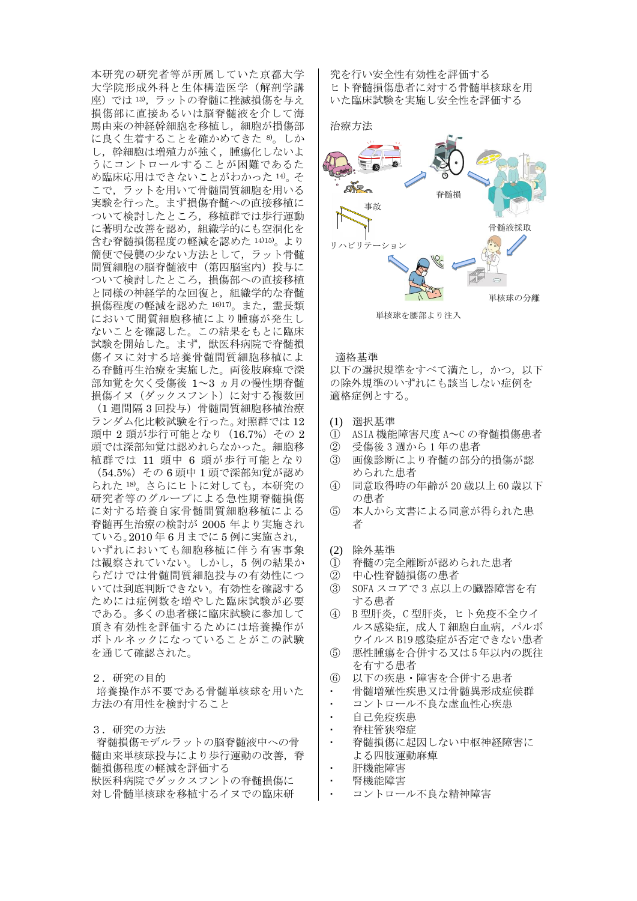本研究の研究者等が所属していた京都大学大学院形成外科と生体構造医学（解剖学講座）では[13]，ラットの脊髄に挫滅損傷を与え損傷部に直接あるいは脳脊髄液を介して海馬由来の神経幹細胞を移植し，細胞が損傷部に良く生着することを確かめてきた[8]。しかし，幹細胞は増殖力が強く，腫瘍化しないようにコントロールすることが困難であるため臨床応用はできないことがわかった[14]。そこで，ラットを用いて骨髄間質細胞を用いる実験を行った。まず損傷脊髄への直接移植について検討したところ，移植群では歩行運動に著明な改善を認め，組織学的にも空洞化を含む脊髄損傷程度の軽減を認めた[14,15]。より簡便で侵襲の少ない方法として，ラット骨髄間質細胞の脳脊髄液中（第四脳室内）投与について検討したところ，損傷部への直接移植と同様の神経学的な回復と，組織学的な脊髄損傷程度の軽減を認めた[16,17]。また，霊長類において間質細胞移植により腫瘍が発生しないことを確認した。この結果をもとに臨床試験を開始した。まず，獣医科病院で脊髄損傷イヌに対する培養骨髄間質細胞移植による脊髄再生治療を実施した。両後肢麻痺で深部知覚を欠く受傷後 1～3 ヵ月の慢性期脊髄損傷イヌ（ダックスフント）に対する複数回（1 週間隔 3 回投与）骨髄間質細胞移植治療ランダム化比較試験を行った。対照群では 12 頭中 2 頭が歩行可能となり（16.7%）その 2 頭では深部知覚は認めれらなかった。細胞移植群では 11 頭中 6 頭が歩行可能となり（54.5%）その 6 頭中 1 頭で深部知覚が認められた[18]。さらにヒトに対しても，本研究の研究者等のグループによる急性期脊髄損傷に対する培養自家骨髄間質細胞移植による脊髄再生治療の検討が 2005 年より実施されている。2010 年 6 月までに 5 例に実施され，いずれにおいても細胞移植に伴う有害事象は観察されていない。しかし，5 例の結果からだけでは骨髄間質細胞投与の有効性については到底判断できない。有効性を確認するためには症例数を増やした臨床試験が必要である。多くの患者様に臨床試験に参加して頂き有効性を評価するためには培養操作がボトルネックになっていることがこの試験を通じて確認された。

２．研究の目的

培養操作が不要である骨髄単核球を用いた方法の有用性を検討すること

３．研究の方法

脊髄損傷モデルラットの脳脊髄液中への骨髄由来単核球投与により歩行運動の改善，脊髄損傷程度の軽減を評価する

獣医科病院でダックスフントの脊髄損傷に対し骨髄単核球を移植するイヌでの臨床研究を行い安全性有効性を評価する

ヒト脊髄損傷患者に対する骨髄単核球を用いた臨床試験を実施し安全性を評価する

治療方法

事故　脊髄損　骨髄液採取　単核球の分離　単核球を腰部より注入　リハビリテーション

適格基準

以下の選択規準をすべて満たし，かつ，以下の除外規準のいずれにも該当しない症例を適格症例とする。

(1) 選択基準

① ASIA 機能障害尺度 A～C の脊髄損傷患者
② 受傷後 3 週から 1 年の患者
③ 画像診断により脊髄の部分的損傷が認められた患者
④ 同意取得時の年齢が 20 歳以上 60 歳以下の患者
⑤ 本人から文書による同意が得られた患者

(2) 除外基準

① 脊髄の完全離断が認められた患者
② 中心性脊髄損傷の患者
③ SOFA スコアで 3 点以上の臓器障害を有する患者
④ B 型肝炎，C 型肝炎，ヒト免疫不全ウイルス感染症，成人 T 細胞白血病，パルボウイルス B19 感染症が否定できない患者
⑤ 悪性腫瘍を合併する又は 5 年以内の既往を有する患者
⑥ 以下の疾患・障害を合併する患者

- 骨髄増殖性疾患又は骨髄異形成症候群
- コントロール不良な虚血性心疾患
- 自己免疫疾患
- 脊柱管狭窄症
- 脊髄損傷に起因しない中枢神経障害による四肢運動麻痺
- 肝機能障害
- 腎機能障害
- コントロール不良な精神障害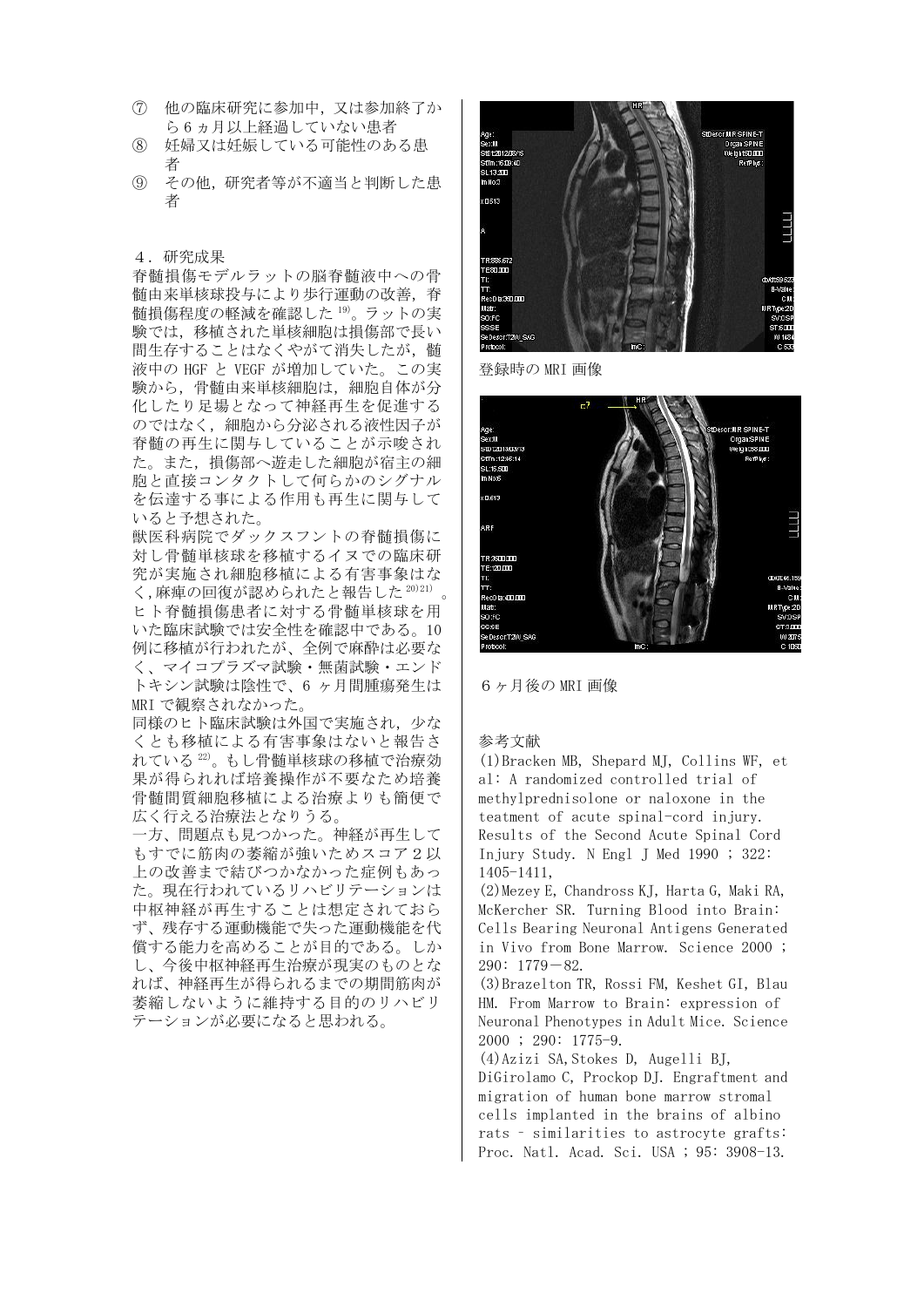⑦ 他の臨床研究に参加中，又は参加終了から６ヵ月以上経過していない患者
⑧ 妊婦又は妊娠している可能性のある患者
⑨ その他，研究者等が不適当と判断した患者

## ４．研究成果

脊髄損傷モデルラットの脳脊髄液中への骨髄由来単核球投与により歩行運動の改善，脊髄損傷程度の軽減を確認した[19)]。ラットの実験では，移植された単核細胞は損傷部で長い間生存することはなくやがて消失したが，髄液中の HGF と VEGF が増加していた。この実験から，骨髄由来単核細胞は，細胞自体が分化したり足場となって神経再生を促進するのではなく，細胞から分泌される液性因子が脊髄の再生に関与していることが示唆された。また，損傷部へ遊走した細胞が宿主の細胞と直接コンタクトして何らかのシグナルを伝達する事による作用も再生に関与していると予想された。

獣医科病院でダックスフントの脊髄損傷に対し骨髄単核球を移植するイヌでの臨床研究が実施され細胞移植による有害事象はなく,麻痺の回復が認められたと報告した[20)21)]。

ヒト脊髄損傷患者に対する骨髄単核球を用いた臨床試験では安全性を確認中である。10例に移植が行われたが、全例で麻酔は必要なく、マイコプラズマ試験・無菌試験・エンドトキシン試験は陰性で、６ヶ月間腫瘍発生は MRI で観察されなかった。

同様のヒト臨床試験は外国で実施され，少なくとも移植による有害事象はないと報告されている[22)]。もし骨髄単核球の移植で治療効果が得られれば培養操作が不要なため培養骨髄間質細胞移植による治療よりも簡便で広く行える治療法となりうる。

一方、問題点も見つかった。神経が再生してもすでに筋肉の萎縮が強いためスコア２以上の改善まで結びつかなかった症例もあった。現在行われているリハビリテーションは中枢神経が再生することは想定されておらず、残存する運動機能で失った運動機能を代償する能力を高めることが目的である。しかし、今後中枢神経再生治療が現実のものとなれば、神経再生が得られるまでの期間筋肉が萎縮しないように維持する目的のリハビリテーションが必要になると思われる。

登録時の MRI 画像

６ヶ月後の MRI 画像

## 参考文献

(1)Bracken MB, Shepard MJ, Collins WF, et al: A randomized controlled trial of methylprednisolone or naloxone in the teatment of acute spinal-cord injury. Results of the Second Acute Spinal Cord Injury Study. N Engl J Med 1990 ; 322: 1405-1411,

(2)Mezey E, Chandross KJ, Harta G, Maki RA, McKercher SR. Turning Blood into Brain: Cells Bearing Neuronal Antigens Generated in Vivo from Bone Marrow. Science 2000 ; 290: 1779－82.

(3)Brazelton TR, Rossi FM, Keshet GI, Blau HM. From Marrow to Brain: expression of Neuronal Phenotypes in Adult Mice. Science 2000 ; 290: 1775-9.

(4)Azizi SA,Stokes D, Augelli BJ, DiGirolamo C, Prockop DJ. Engraftment and migration of human bone marrow stromal cells implanted in the brains of albino rats – similarities to astrocyte grafts: Proc. Natl. Acad. Sci. USA ; 95: 3908-13.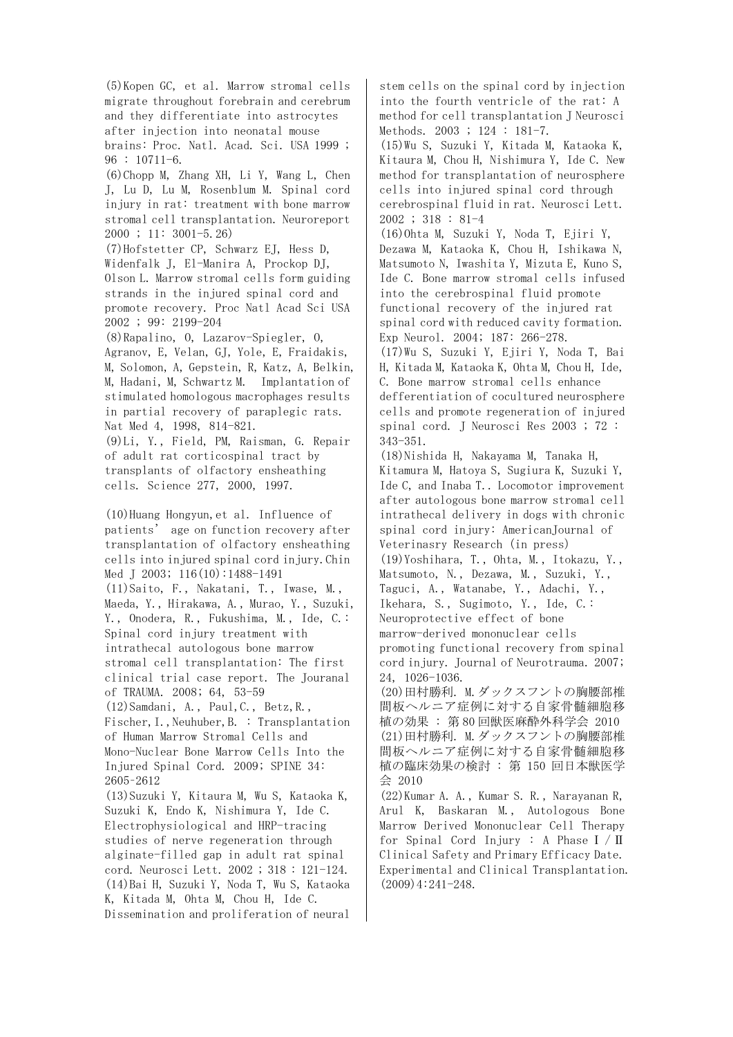(5)Kopen GC, et al. Marrow stromal cells migrate throughout forebrain and cerebrum and they differentiate into astrocytes after injection into neonatal mouse brains: Proc. Natl. Acad. Sci. USA 1999 ; 96 : 10711-6.

(6)Chopp M, Zhang XH, Li Y, Wang L, Chen J, Lu D, Lu M, Rosenblum M. Spinal cord injury in rat: treatment with bone marrow stromal cell transplantation. Neuroreport 2000 ; 11: 3001-5.26)

(7)Hofstetter CP, Schwarz EJ, Hess D, Widenfalk J, El-Manira A, Prockop DJ, Olson L. Marrow stromal cells form guiding strands in the injured spinal cord and promote recovery. Proc Natl Acad Sci USA 2002 ; 99: 2199-204

(8)Rapalino, O, Lazarov-Spiegler, O, Agranov, E, Velan, GJ, Yole, E, Fraidakis, M, Solomon, A, Gepstein, R, Katz, A, Belkin, M, Hadani, M, Schwartz M. Implantation of stimulated homologous macrophages results in partial recovery of paraplegic rats. Nat Med 4, 1998, 814-821.

(9)Li, Y., Field, PM, Raisman, G. Repair of adult rat corticospinal tract by transplants of olfactory ensheathing cells. Science 277, 2000, 1997.

(10)Huang Hongyun,et al. Influence of patients' age on function recovery after transplantation of olfactory ensheathing cells into injured spinal cord injury.Chin Med J 2003; 116(10):1488-1491

(11)Saito, F., Nakatani, T., Iwase, M., Maeda, Y., Hirakawa, A., Murao, Y., Suzuki, Y., Onodera, R., Fukushima, M., Ide, C.: Spinal cord injury treatment with intrathecal autologous bone marrow stromal cell transplantation: The first clinical trial case report. The Jouranal of TRAUMA. 2008; 64, 53-59

(12)Samdani, A., Paul,C., Betz,R., Fischer,I.,Neuhuber,B. : Transplantation of Human Marrow Stromal Cells and Mono-Nuclear Bone Marrow Cells Into the Injured Spinal Cord. 2009; SPINE 34: 2605-2612

(13)Suzuki Y, Kitaura M, Wu S, Kataoka K, Suzuki K, Endo K, Nishimura Y, Ide C. Electrophysiological and HRP-tracing studies of nerve regeneration through alginate-filled gap in adult rat spinal cord. Neurosci Lett. 2002 ; 318 : 121-124.

(14)Bai H, Suzuki Y, Noda T, Wu S, Kataoka K, Kitada M, Ohta M, Chou H, Ide C. Dissemination and proliferation of neural stem cells on the spinal cord by injection into the fourth ventricle of the rat: A method for cell transplantation J Neurosci Methods. 2003 ; 124 : 181-7.

(15)Wu S, Suzuki Y, Kitada M, Kataoka K, Kitaura M, Chou H, Nishimura Y, Ide C. New method for transplantation of neurosphere cells into injured spinal cord through cerebrospinal fluid in rat. Neurosci Lett. 2002 ; 318 : 81-4

(16)Ohta M, Suzuki Y, Noda T, Ejiri Y, Dezawa M, Kataoka K, Chou H, Ishikawa N, Matsumoto N, Iwashita Y, Mizuta E, Kuno S, Ide C. Bone marrow stromal cells infused into the cerebrospinal fluid promote functional recovery of the injured rat spinal cord with reduced cavity formation. Exp Neurol. 2004; 187: 266-278.

(17)Wu S, Suzuki Y, Ejiri Y, Noda T, Bai H, Kitada M, Kataoka K, Ohta M, Chou H, Ide, C. Bone marrow stromal cells enhance defferentiation of cocultured neurosphere cells and promote regeneration of injured spinal cord. J Neurosci Res 2003 ; 72 : 343-351.

(18)Nishida H, Nakayama M, Tanaka H, Kitamura M, Hatoya S, Sugiura K, Suzuki Y, Ide C, and Inaba T.. Locomotor improvement after autologous bone marrow stromal cell intrathecal delivery in dogs with chronic spinal cord injury: AmericanJournal of Veterinasry Research (in press)

(19)Yoshihara, T., Ohta, M., Itokazu, Y., Matsumoto, N., Dezawa, M., Suzuki, Y., Taguci, A., Watanabe, Y., Adachi, Y., Ikehara, S., Sugimoto, Y., Ide, C.: Neuroprotective effect of bone marrow-derived mononuclear cells promoting functional recovery from spinal cord injury. Journal of Neurotrauma. 2007; 24, 1026-1036.

(20)田村勝利. M.ダックスフントの胸腰部椎間板ヘルニア症例に対する自家骨髄細胞移植の効果 : 第80回獣医麻酔外科学会 2010

(21)田村勝利. M.ダックスフントの胸腰部椎間板ヘルニア症例に対する自家骨髄細胞移植の臨床効果の検討 : 第 150 回日本獣医学会 2010

(22)Kumar A. A., Kumar S. R., Narayanan R, Arul K, Baskaran M., Autologous Bone Marrow Derived Mononuclear Cell Therapy for Spinal Cord Injury : A Phase Ⅰ/Ⅱ Clinical Safety and Primary Efficacy Date. Experimental and Clinical Transplantation. (2009)4:241-248.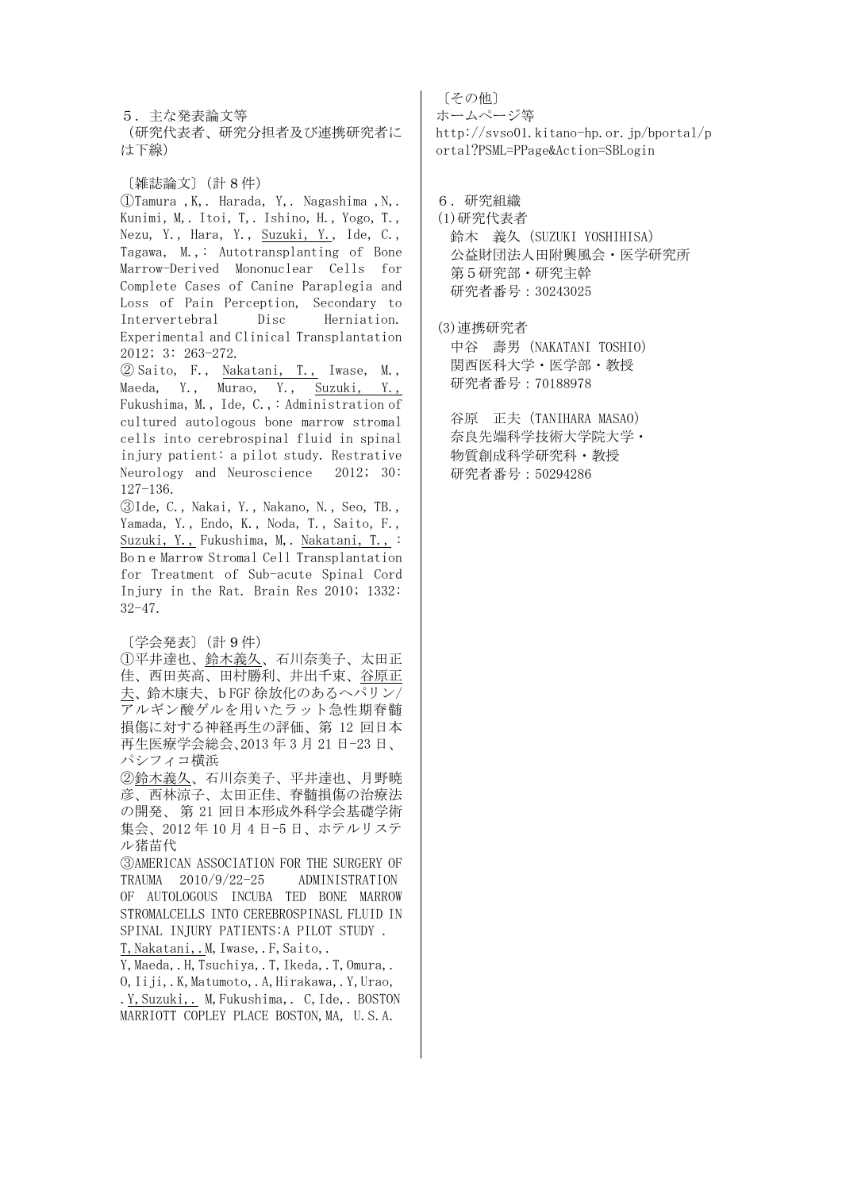５．主な発表論文等

（研究代表者、研究分担者及び連携研究者には下線）

〔雑誌論文〕（計８件）

①Tamura ,K,. Harada, Y,. Nagashima ,N,. Kunimi, M,. Itoi, T,. Ishino, H., Yogo, T., Nezu, Y., Hara, Y., Suzuki, Y., Ide, C., Tagawa, M.,: Autotransplanting of Bone Marrow-Derived Mononuclear Cells for Complete Cases of Canine Paraplegia and Loss of Pain Perception, Secondary to Intervertebral Disc Herniation. Experimental and Clinical Transplantation 2012; 3: 263-272.

② Saito, F., Nakatani, T., Iwase, M., Maeda, Y., Murao, Y., Suzuki, Y., Fukushima, M., Ide, C.,: Administration of cultured autologous bone marrow stromal cells into cerebrospinal fluid in spinal injury patient: a pilot study. Restrative Neurology and Neuroscience 2012; 30: 127-136.

③Ide, C., Nakai, Y., Nakano, N., Seo, TB., Yamada, Y., Endo, K., Noda, T., Saito, F., Suzuki, Y., Fukushima, M,. Nakatani, T.,: Bｏｎｅ Marrow Stromal Cell Transplantation for Treatment of Sub-acute Spinal Cord Injury in the Rat. Brain Res 2010; 1332: 32-47.

〔学会発表〕（計９件）

①平井達也、鈴木義久、石川奈美子、太田正佳、西田英高、田村勝利、井出千束、谷原正夫、鈴木康夫、ｂFGF 徐放化のあるヘパリン/アルギン酸ゲルを用いたラット急性期脊髄損傷に対する神経再生の評価、第 12 回日本再生医療学会総会､2013 年 3 月 21 日-23 日、パシフィコ横浜

②鈴木義久、石川奈美子、平井達也、月野暁彦、西林涼子、太田正佳、脊髄損傷の治療法の開発、 第 21 回日本形成外科学会基礎学術集会、2012 年 10 月 4 日-5 日、ホテルリステル猪苗代

③AMERICAN ASSOCIATION FOR THE SURGERY OF TRAUMA 2010/9/22-25 ADMINISTRATION OF AUTOLOGOUS INCUBA TED BONE MARROW STROMALCELLS INTO CEREBROSPINASL FLUID IN SPINAL INJURY PATIENTS:A PILOT STUDY . T,Nakatani,.M,Iwase,.F,Saito,. Y,Maeda,.H,Tsuchiya,.T,Ikeda,.T,Omura,. O,Iiji,.K,Matumoto,.A,Hirakawa,.Y,Urao,. .Y,Suzuki,. M,Fukushima,. C,Ide,. BOSTON MARRIOTT COPLEY PLACE BOSTON,MA, U.S.A.

〔その他〕

ホームページ等

http://svso01.kitano-hp.or.jp/bportal/portal?PSML=PPage&Action=SBLogin

６．研究組織

(1)研究代表者

鈴木　義久（SUZUKI YOSHIHISA）
公益財団法人田附興風会・医学研究所
第５研究部・研究主幹
研究者番号：30243025

(3)連携研究者

中谷　壽男（NAKATANI TOSHIO）
関西医科大学・医学部・教授
研究者番号：70188978

谷原　正夫（TANIHARA MASAO）
奈良先端科学技術大学院大学・
物質創成科学研究科・教授
研究者番号：50294286